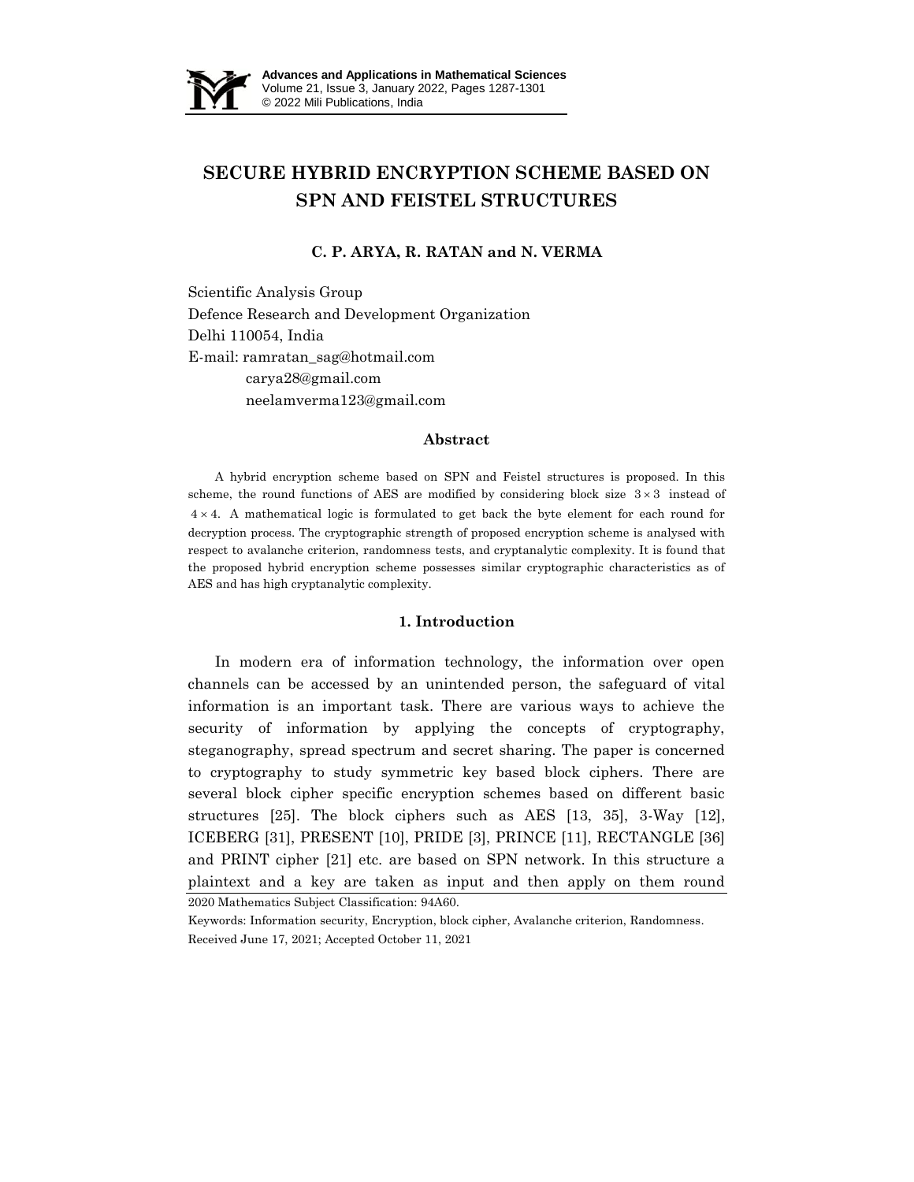# SECURE HYBRID ENCRYPTION SCHEME BASED ON SPN AND FEISTEL STRUCTURES

**C. P. ARYA, R. RATAN and N. VERMA**

Scientific Analysis Group
Defence Research and Development Organization
Delhi 110054, India
E-mail: ramratan_sag@hotmail.com
carya28@gmail.com
neelamverma123@gmail.com

## Abstract

A hybrid encryption scheme based on SPN and Feistel structures is proposed. In this scheme, the round functions of AES are modified by considering block size $3 \times 3$ instead of $4 \times 4$. A mathematical logic is formulated to get back the byte element for each round for decryption process. The cryptographic strength of proposed encryption scheme is analysed with respect to avalanche criterion, randomness tests, and cryptanalytic complexity. It is found that the proposed hybrid encryption scheme possesses similar cryptographic characteristics as of AES and has high cryptanalytic complexity.

## 1. Introduction

In modern era of information technology, the information over open channels can be accessed by an unintended person, the safeguard of vital information is an important task. There are various ways to achieve the security of information by applying the concepts of cryptography, steganography, spread spectrum and secret sharing. The paper is concerned to cryptography to study symmetric key based block ciphers. There are several block cipher specific encryption schemes based on different basic structures [25]. The block ciphers such as AES [13, 35], 3-Way [12], ICEBERG [31], PRESENT [10], PRIDE [3], PRINCE [11], RECTANGLE [36] and PRINT cipher [21] etc. are based on SPN network. In this structure a plaintext and a key are taken as input and then apply on them round

2020 Mathematics Subject Classification: 94A60.

Keywords: Information security, Encryption, block cipher, Avalanche criterion, Randomness.

Received June 17, 2021; Accepted October 11, 2021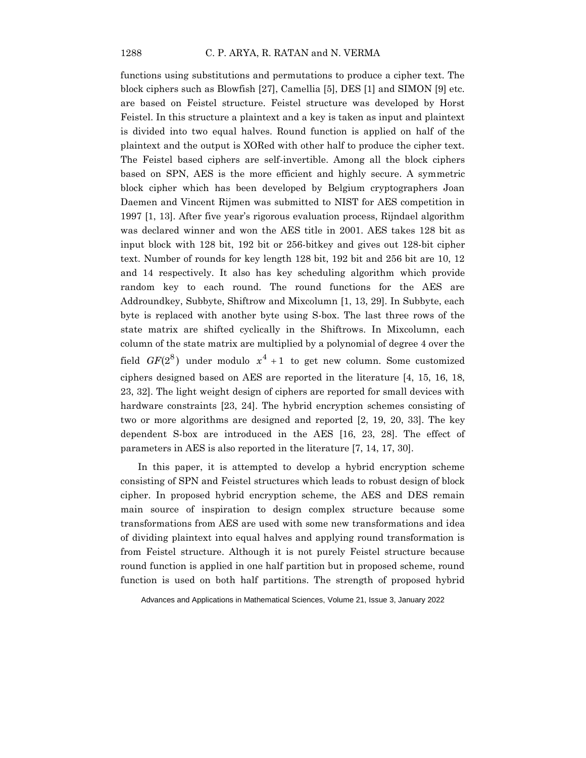functions using substitutions and permutations to produce a cipher text. The block ciphers such as Blowfish [27], Camellia [5], DES [1] and SIMON [9] etc. are based on Feistel structure. Feistel structure was developed by Horst Feistel. In this structure a plaintext and a key is taken as input and plaintext is divided into two equal halves. Round function is applied on half of the plaintext and the output is XORed with other half to produce the cipher text. The Feistel based ciphers are self-invertible. Among all the block ciphers based on SPN, AES is the more efficient and highly secure. A symmetric block cipher which has been developed by Belgium cryptographers Joan Daemen and Vincent Rijmen was submitted to NIST for AES competition in 1997 [1, 13]. After five year's rigorous evaluation process, Rijndael algorithm was declared winner and won the AES title in 2001. AES takes 128 bit as input block with 128 bit, 192 bit or 256-bitkey and gives out 128-bit cipher text. Number of rounds for key length 128 bit, 192 bit and 256 bit are 10, 12 and 14 respectively. It also has key scheduling algorithm which provide random key to each round. The round functions for the AES are Addroundkey, Subbyte, Shiftrow and Mixcolumn [1, 13, 29]. In Subbyte, each byte is replaced with another byte using S-box. The last three rows of the state matrix are shifted cyclically in the Shiftrows. In Mixcolumn, each column of the state matrix are multiplied by a polynomial of degree 4 over the field $GF(2^8)$ under modulo $x^4 + 1$ to get new column. Some customized ciphers designed based on AES are reported in the literature [4, 15, 16, 18, 23, 32]. The light weight design of ciphers are reported for small devices with hardware constraints [23, 24]. The hybrid encryption schemes consisting of two or more algorithms are designed and reported [2, 19, 20, 33]. The key dependent S-box are introduced in the AES [16, 23, 28]. The effect of parameters in AES is also reported in the literature [7, 14, 17, 30].

In this paper, it is attempted to develop a hybrid encryption scheme consisting of SPN and Feistel structures which leads to robust design of block cipher. In proposed hybrid encryption scheme, the AES and DES remain main source of inspiration to design complex structure because some transformations from AES are used with some new transformations and idea of dividing plaintext into equal halves and applying round transformation is from Feistel structure. Although it is not purely Feistel structure because round function is applied in one half partition but in proposed scheme, round function is used on both half partitions. The strength of proposed hybrid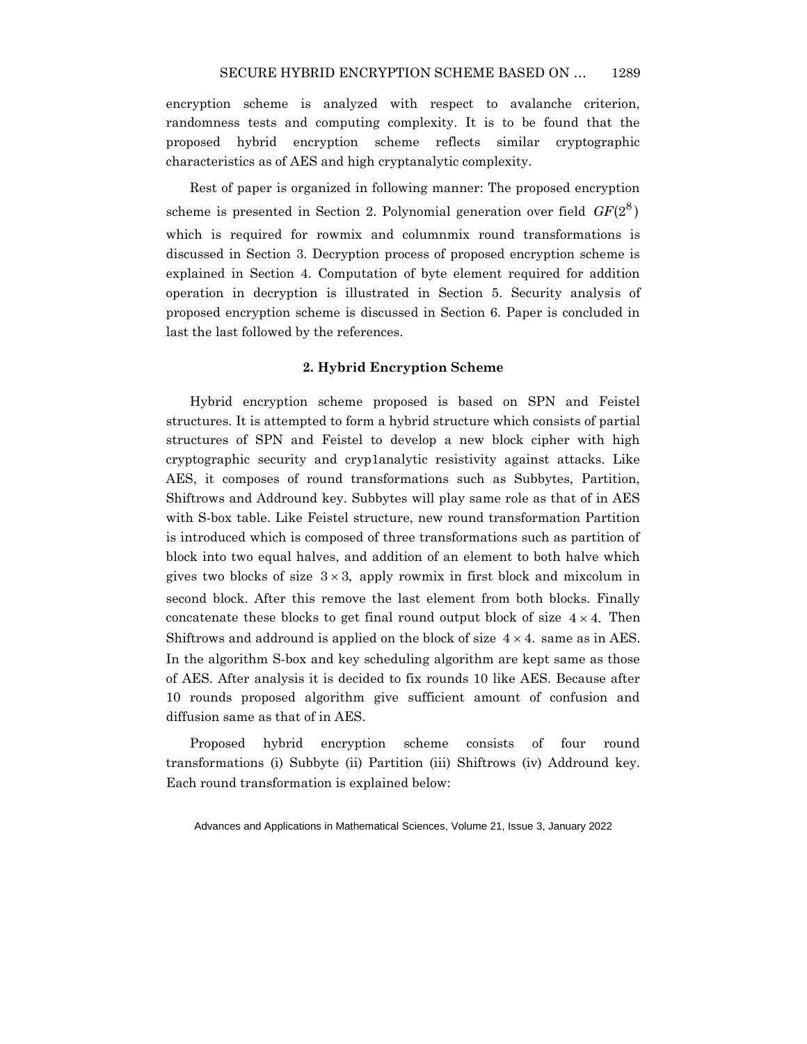encryption scheme is analyzed with respect to avalanche criterion, randomness tests and computing complexity. It is to be found that the proposed hybrid encryption scheme reflects similar cryptographic characteristics as of AES and high cryptanalytic complexity.

Rest of paper is organized in following manner: The proposed encryption scheme is presented in Section 2. Polynomial generation over field $GF(2^8)$ which is required for rowmix and columnmix round transformations is discussed in Section 3. Decryption process of proposed encryption scheme is explained in Section 4. Computation of byte element required for addition operation in decryption is illustrated in Section 5. Security analysis of proposed encryption scheme is discussed in Section 6. Paper is concluded in last the last followed by the references.

## 2. Hybrid Encryption Scheme

Hybrid encryption scheme proposed is based on SPN and Feistel structures. It is attempted to form a hybrid structure which consists of partial structures of SPN and Feistel to develop a new block cipher with high cryptographic security and cryp1analytic resistivity against attacks. Like AES, it composes of round transformations such as Subbytes, Partition, Shiftrows and Addround key. Subbytes will play same role as that of in AES with S-box table. Like Feistel structure, new round transformation Partition is introduced which is composed of three transformations such as partition of block into two equal halves, and addition of an element to both halve which gives two blocks of size $3 \times 3$, apply rowmix in first block and mixcolum in second block. After this remove the last element from both blocks. Finally concatenate these blocks to get final round output block of size $4 \times 4$. Then Shiftrows and addround is applied on the block of size $4 \times 4$. same as in AES. In the algorithm S-box and key scheduling algorithm are kept same as those of AES. After analysis it is decided to fix rounds 10 like AES. Because after 10 rounds proposed algorithm give sufficient amount of confusion and diffusion same as that of in AES.

Proposed hybrid encryption scheme consists of four round transformations (i) Subbyte (ii) Partition (iii) Shiftrows (iv) Addround key. Each round transformation is explained below: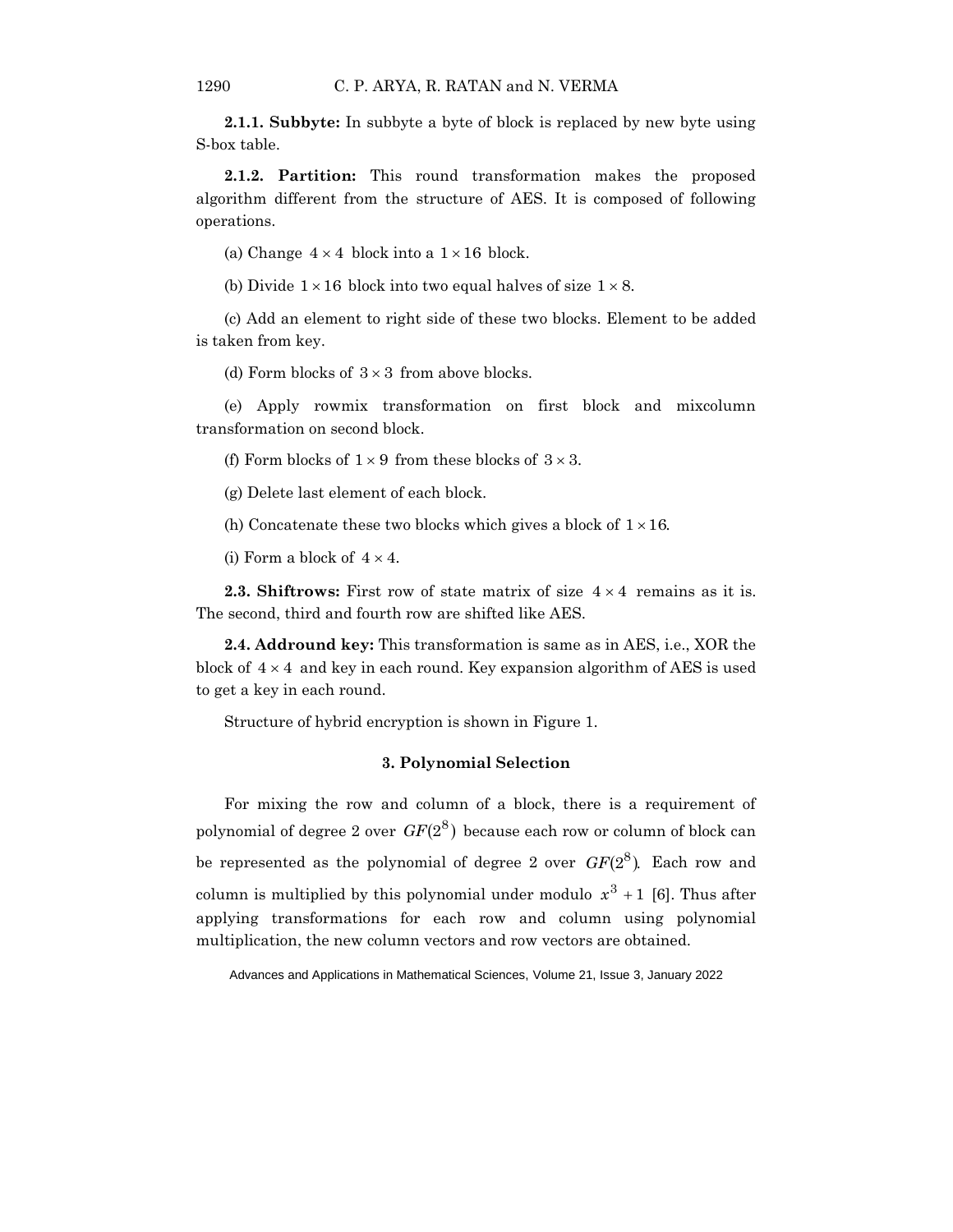**2.1.1. Subbyte:** In subbyte a byte of block is replaced by new byte using S-box table.

**2.1.2. Partition:** This round transformation makes the proposed algorithm different from the structure of AES. It is composed of following operations.

(a) Change $4 \times 4$ block into a $1 \times 16$ block.

(b) Divide $1 \times 16$ block into two equal halves of size $1 \times 8$.

(c) Add an element to right side of these two blocks. Element to be added is taken from key.

(d) Form blocks of $3 \times 3$ from above blocks.

(e) Apply rowmix transformation on first block and mixcolumn transformation on second block.

(f) Form blocks of $1 \times 9$ from these blocks of $3 \times 3$.

(g) Delete last element of each block.

(h) Concatenate these two blocks which gives a block of $1 \times 16$.

(i) Form a block of $4 \times 4$.

**2.3. Shiftrows:** First row of state matrix of size $4 \times 4$ remains as it is. The second, third and fourth row are shifted like AES.

**2.4. Addround key:** This transformation is same as in AES, i.e., XOR the block of $4 \times 4$ and key in each round. Key expansion algorithm of AES is used to get a key in each round.

Structure of hybrid encryption is shown in Figure 1.

## 3. Polynomial Selection

For mixing the row and column of a block, there is a requirement of polynomial of degree 2 over $GF(2^8)$ because each row or column of block can be represented as the polynomial of degree 2 over $GF(2^8)$. Each row and column is multiplied by this polynomial under modulo $x^3 + 1$ [6]. Thus after applying transformations for each row and column using polynomial multiplication, the new column vectors and row vectors are obtained.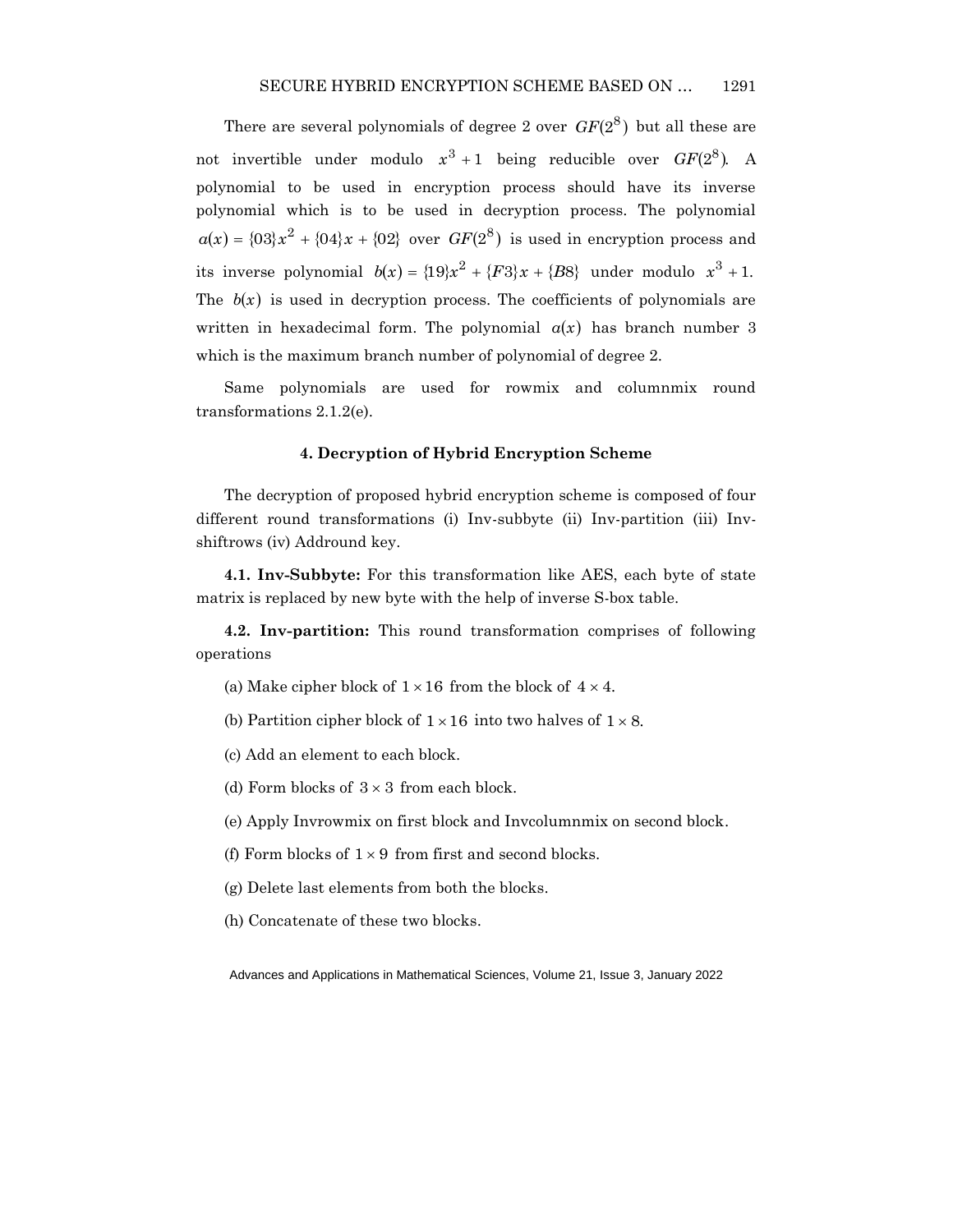There are several polynomials of degree 2 over $GF(2^8)$ but all these are not invertible under modulo $x^3 + 1$ being reducible over $GF(2^8)$. A polynomial to be used in encryption process should have its inverse polynomial which is to be used in decryption process. The polynomial $a(x) = \{03\}x^2 + \{04\}x + \{02\}$ over $GF(2^8)$ is used in encryption process and its inverse polynomial $b(x) = \{19\}x^2 + \{F3\}x + \{B8\}$ under modulo $x^3 + 1$. The $b(x)$ is used in decryption process. The coefficients of polynomials are written in hexadecimal form. The polynomial $a(x)$ has branch number 3 which is the maximum branch number of polynomial of degree 2.

Same polynomials are used for rowmix and columnmix round transformations 2.1.2(e).

## 4. Decryption of Hybrid Encryption Scheme

The decryption of proposed hybrid encryption scheme is composed of four different round transformations (i) Inv-subbyte (ii) Inv-partition (iii) Inv-shiftrows (iv) Addround key.

**4.1. Inv-Subbyte:** For this transformation like AES, each byte of state matrix is replaced by new byte with the help of inverse S-box table.

**4.2. Inv-partition:** This round transformation comprises of following operations

(a) Make cipher block of $1 \times 16$ from the block of $4 \times 4$.

(b) Partition cipher block of $1 \times 16$ into two halves of $1 \times 8$.

(c) Add an element to each block.

(d) Form blocks of $3 \times 3$ from each block.

(e) Apply Invrowmix on first block and Invcolumnmix on second block.

(f) Form blocks of $1 \times 9$ from first and second blocks.

(g) Delete last elements from both the blocks.

(h) Concatenate of these two blocks.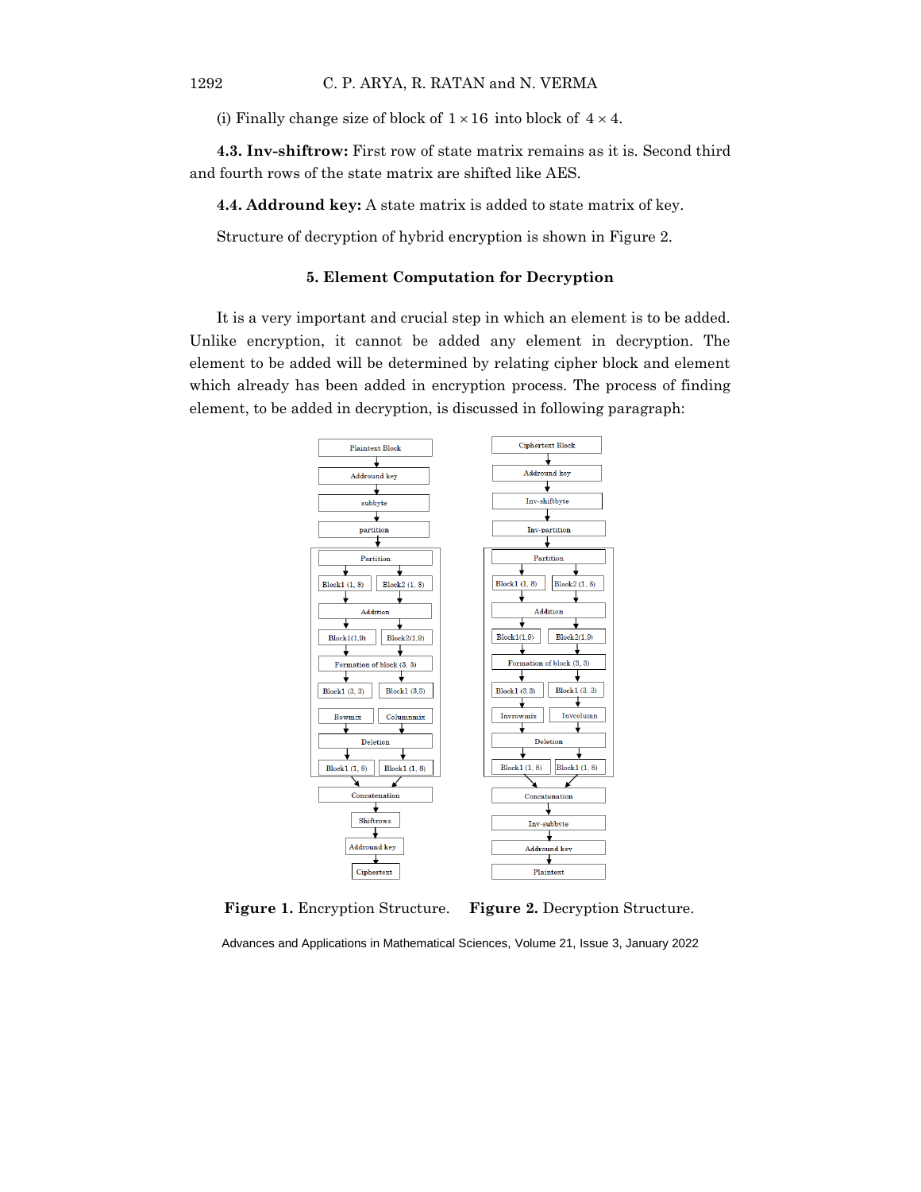(i) Finally change size of block of $1 \times 16$ into block of $4 \times 4$.

**4.3. Inv-shiftrow:** First row of state matrix remains as it is. Second third and fourth rows of the state matrix are shifted like AES.

**4.4. Addround key:** A state matrix is added to state matrix of key.

Structure of decryption of hybrid encryption is shown in Figure 2.

### 5. Element Computation for Decryption

It is a very important and crucial step in which an element is to be added. Unlike encryption, it cannot be added any element in decryption. The element to be added will be determined by relating cipher block and element which already has been added in encryption process. The process of finding element, to be added in decryption, is discussed in following paragraph:

**Figure 1.** Encryption Structure. **Figure 2.** Decryption Structure.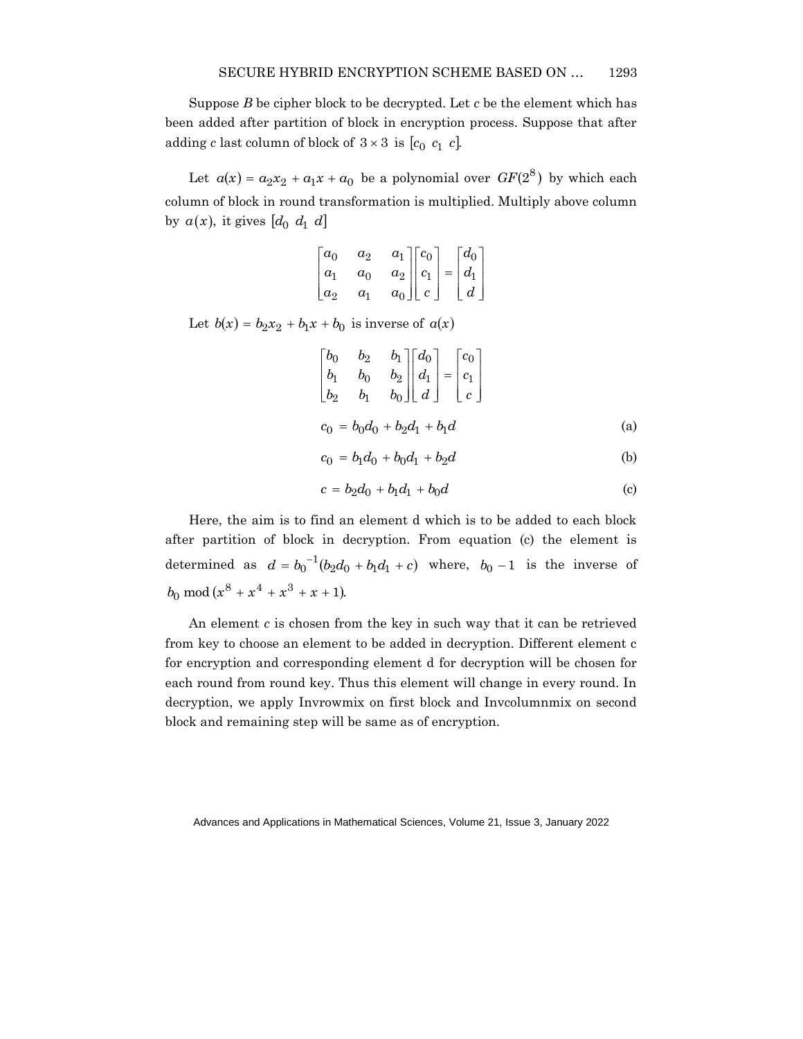Suppose $B$ be cipher block to be decrypted. Let $c$ be the element which has been added after partition of block in encryption process. Suppose that after adding $c$ last column of block of $3 \times 3$ is $[c_0 \ c_1 \ c]$.

Let $a(x) = a_2 x_2 + a_1 x + a_0$ be a polynomial over $GF(2^8)$ by which each column of block in round transformation is multiplied. Multiply above column by $a(x)$, it gives $[d_0 \ d_1 \ d]$

$$\begin{bmatrix} a_0 & a_2 & a_1 \\ a_1 & a_0 & a_2 \\ a_2 & a_1 & a_0 \end{bmatrix} \begin{bmatrix} c_0 \\ c_1 \\ c \end{bmatrix} = \begin{bmatrix} d_0 \\ d_1 \\ d \end{bmatrix}$$

Let $b(x) = b_2 x_2 + b_1 x + b_0$ is inverse of $a(x)$

$$\begin{bmatrix} b_0 & b_2 & b_1 \\ b_1 & b_0 & b_2 \\ b_2 & b_1 & b_0 \end{bmatrix} \begin{bmatrix} d_0 \\ d_1 \\ d \end{bmatrix} = \begin{bmatrix} c_0 \\ c_1 \\ c \end{bmatrix}$$

$$c_0 = b_0 d_0 + b_2 d_1 + b_1 d \tag{a}$$

$$c_0 = b_1 d_0 + b_0 d_1 + b_2 d \tag{b}$$

$$c = b_2 d_0 + b_1 d_1 + b_0 d \tag{c}$$

Here, the aim is to find an element d which is to be added to each block after partition of block in decryption. From equation (c) the element is determined as $d = b_0^{-1}(b_2 d_0 + b_1 d_1 + c)$ where, $b_0 - 1$ is the inverse of $b_0 \bmod (x^8 + x^4 + x^3 + x + 1)$.

An element $c$ is chosen from the key in such way that it can be retrieved from key to choose an element to be added in decryption. Different element c for encryption and corresponding element d for decryption will be chosen for each round from round key. Thus this element will change in every round. In decryption, we apply Invrowmix on first block and Invcolumnmix on second block and remaining step will be same as of encryption.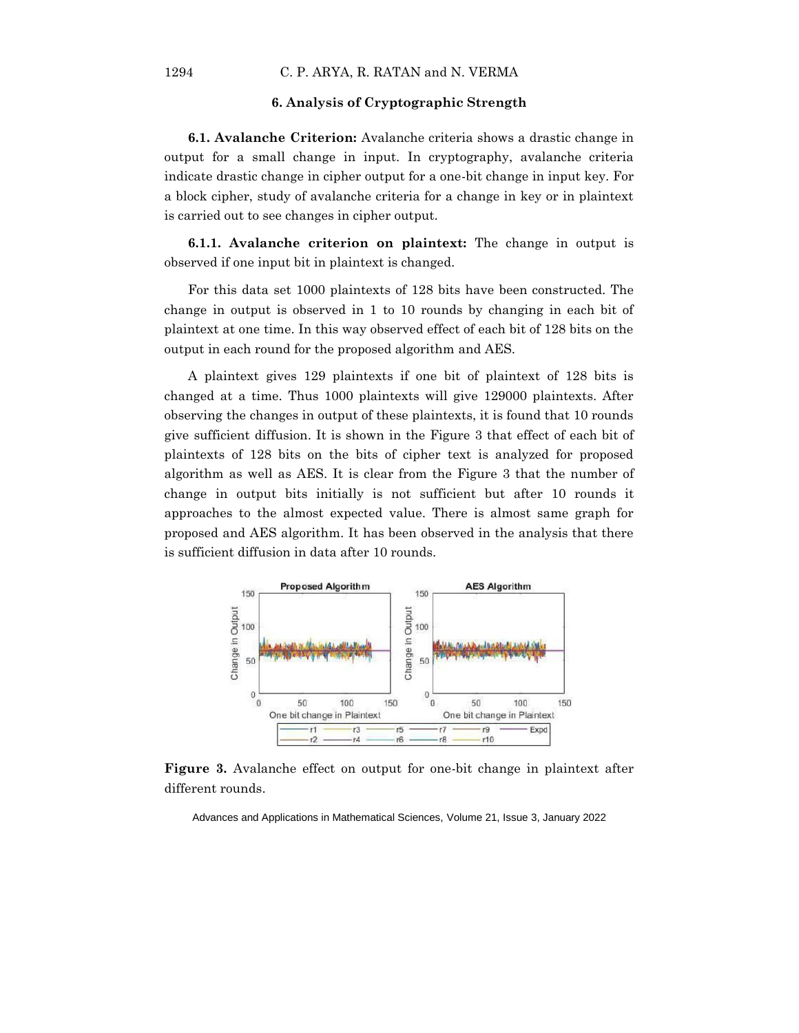## 6. Analysis of Cryptographic Strength

**6.1. Avalanche Criterion:** Avalanche criteria shows a drastic change in output for a small change in input. In cryptography, avalanche criteria indicate drastic change in cipher output for a one-bit change in input key. For a block cipher, study of avalanche criteria for a change in key or in plaintext is carried out to see changes in cipher output.

**6.1.1. Avalanche criterion on plaintext:** The change in output is observed if one input bit in plaintext is changed.

For this data set 1000 plaintexts of 128 bits have been constructed. The change in output is observed in 1 to 10 rounds by changing in each bit of plaintext at one time. In this way observed effect of each bit of 128 bits on the output in each round for the proposed algorithm and AES.

A plaintext gives 129 plaintexts if one bit of plaintext of 128 bits is changed at a time. Thus 1000 plaintexts will give 129000 plaintexts. After observing the changes in output of these plaintexts, it is found that 10 rounds give sufficient diffusion. It is shown in the Figure 3 that effect of each bit of plaintexts of 128 bits on the bits of cipher text is analyzed for proposed algorithm as well as AES. It is clear from the Figure 3 that the number of change in output bits initially is not sufficient but after 10 rounds it approaches to the almost expected value. There is almost same graph for proposed and AES algorithm. It has been observed in the analysis that there is sufficient diffusion in data after 10 rounds.

**Figure 3.** Avalanche effect on output for one-bit change in plaintext after different rounds.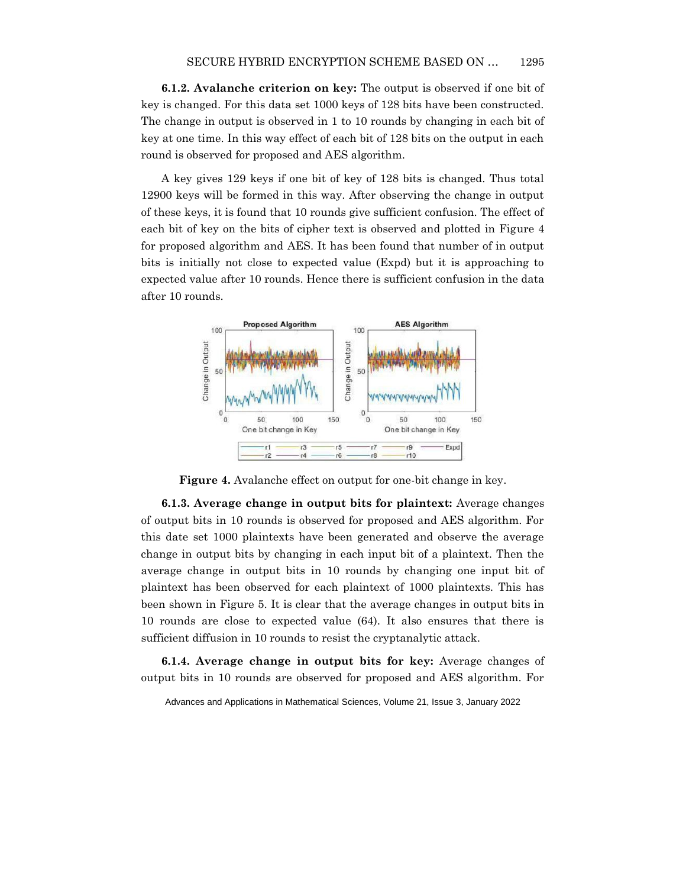**6.1.2. Avalanche criterion on key:** The output is observed if one bit of key is changed. For this data set 1000 keys of 128 bits have been constructed. The change in output is observed in 1 to 10 rounds by changing in each bit of key at one time. In this way effect of each bit of 128 bits on the output in each round is observed for proposed and AES algorithm.

A key gives 129 keys if one bit of key of 128 bits is changed. Thus total 12900 keys will be formed in this way. After observing the change in output of these keys, it is found that 10 rounds give sufficient confusion. The effect of each bit of key on the bits of cipher text is observed and plotted in Figure 4 for proposed algorithm and AES. It has been found that number of in output bits is initially not close to expected value (Expd) but it is approaching to expected value after 10 rounds. Hence there is sufficient confusion in the data after 10 rounds.

**Figure 4.** Avalanche effect on output for one-bit change in key.

**6.1.3. Average change in output bits for plaintext:** Average changes of output bits in 10 rounds is observed for proposed and AES algorithm. For this date set 1000 plaintexts have been generated and observe the average change in output bits by changing in each input bit of a plaintext. Then the average change in output bits in 10 rounds by changing one input bit of plaintext has been observed for each plaintext of 1000 plaintexts. This has been shown in Figure 5. It is clear that the average changes in output bits in 10 rounds are close to expected value (64). It also ensures that there is sufficient diffusion in 10 rounds to resist the cryptanalytic attack.

**6.1.4. Average change in output bits for key:** Average changes of output bits in 10 rounds are observed for proposed and AES algorithm. For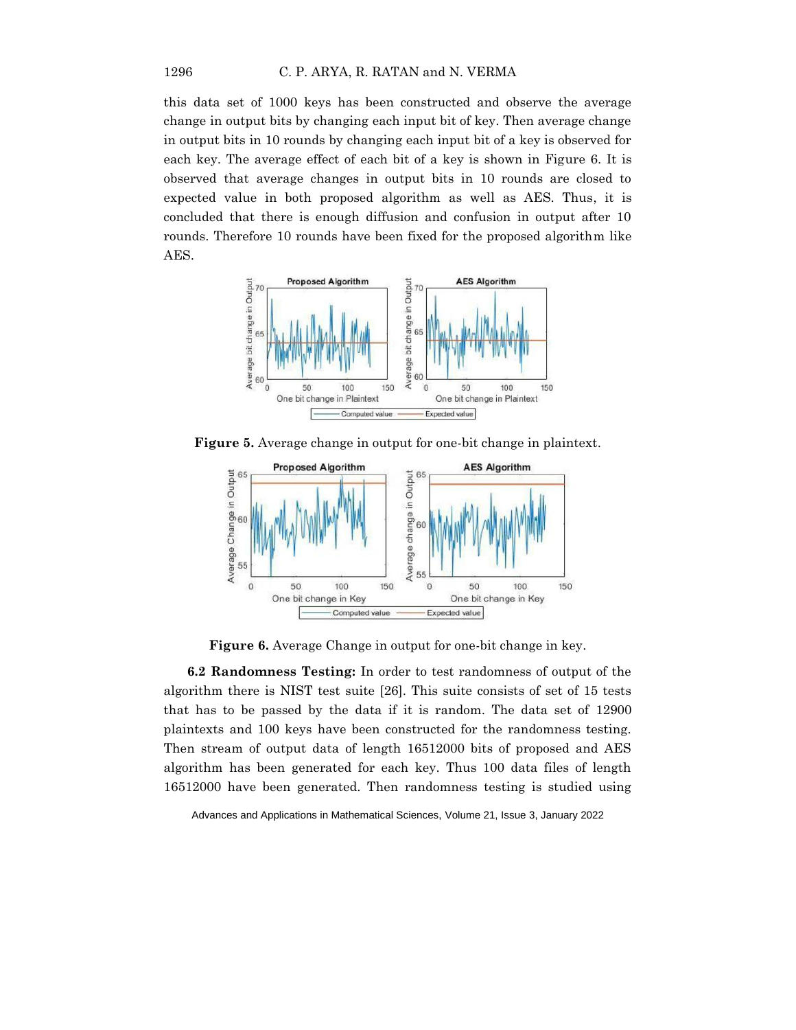this data set of 1000 keys has been constructed and observe the average change in output bits by changing each input bit of key. Then average change in output bits in 10 rounds by changing each input bit of a key is observed for each key. The average effect of each bit of a key is shown in Figure 6. It is observed that average changes in output bits in 10 rounds are closed to expected value in both proposed algorithm as well as AES. Thus, it is concluded that there is enough diffusion and confusion in output after 10 rounds. Therefore 10 rounds have been fixed for the proposed algorithm like AES.

**Figure 5.** Average change in output for one-bit change in plaintext.

**Figure 6.** Average Change in output for one-bit change in key.

**6.2 Randomness Testing:** In order to test randomness of output of the algorithm there is NIST test suite [26]. This suite consists of set of 15 tests that has to be passed by the data if it is random. The data set of 12900 plaintexts and 100 keys have been constructed for the randomness testing. Then stream of output data of length 16512000 bits of proposed and AES algorithm has been generated for each key. Thus 100 data files of length 16512000 have been generated. Then randomness testing is studied using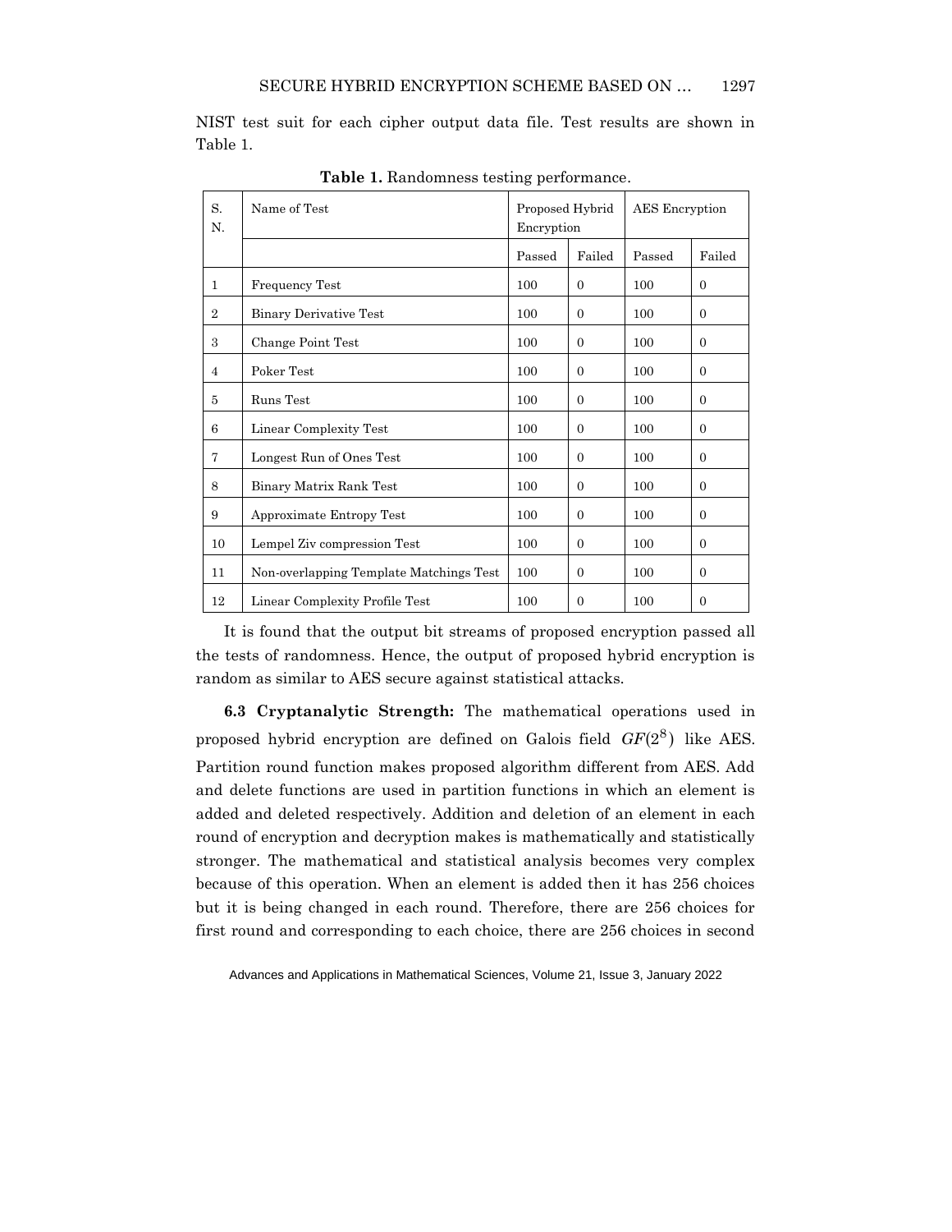NIST test suit for each cipher output data file. Test results are shown in Table 1.

**Table 1.** Randomness testing performance.

| S. N. | Name of Test | Proposed Hybrid Encryption | | AES Encryption | |
|---|---|---|---|---|---|
| | | Passed | Failed | Passed | Failed |
| 1 | Frequency Test | 100 | 0 | 100 | 0 |
| 2 | Binary Derivative Test | 100 | 0 | 100 | 0 |
| 3 | Change Point Test | 100 | 0 | 100 | 0 |
| 4 | Poker Test | 100 | 0 | 100 | 0 |
| 5 | Runs Test | 100 | 0 | 100 | 0 |
| 6 | Linear Complexity Test | 100 | 0 | 100 | 0 |
| 7 | Longest Run of Ones Test | 100 | 0 | 100 | 0 |
| 8 | Binary Matrix Rank Test | 100 | 0 | 100 | 0 |
| 9 | Approximate Entropy Test | 100 | 0 | 100 | 0 |
| 10 | Lempel Ziv compression Test | 100 | 0 | 100 | 0 |
| 11 | Non-overlapping Template Matchings Test | 100 | 0 | 100 | 0 |
| 12 | Linear Complexity Profile Test | 100 | 0 | 100 | 0 |

It is found that the output bit streams of proposed encryption passed all the tests of randomness. Hence, the output of proposed hybrid encryption is random as similar to AES secure against statistical attacks.

**6.3 Cryptanalytic Strength:** The mathematical operations used in proposed hybrid encryption are defined on Galois field $GF(2^8)$ like AES. Partition round function makes proposed algorithm different from AES. Add and delete functions are used in partition functions in which an element is added and deleted respectively. Addition and deletion of an element in each round of encryption and decryption makes is mathematically and statistically stronger. The mathematical and statistical analysis becomes very complex because of this operation. When an element is added then it has 256 choices but it is being changed in each round. Therefore, there are 256 choices for first round and corresponding to each choice, there are 256 choices in second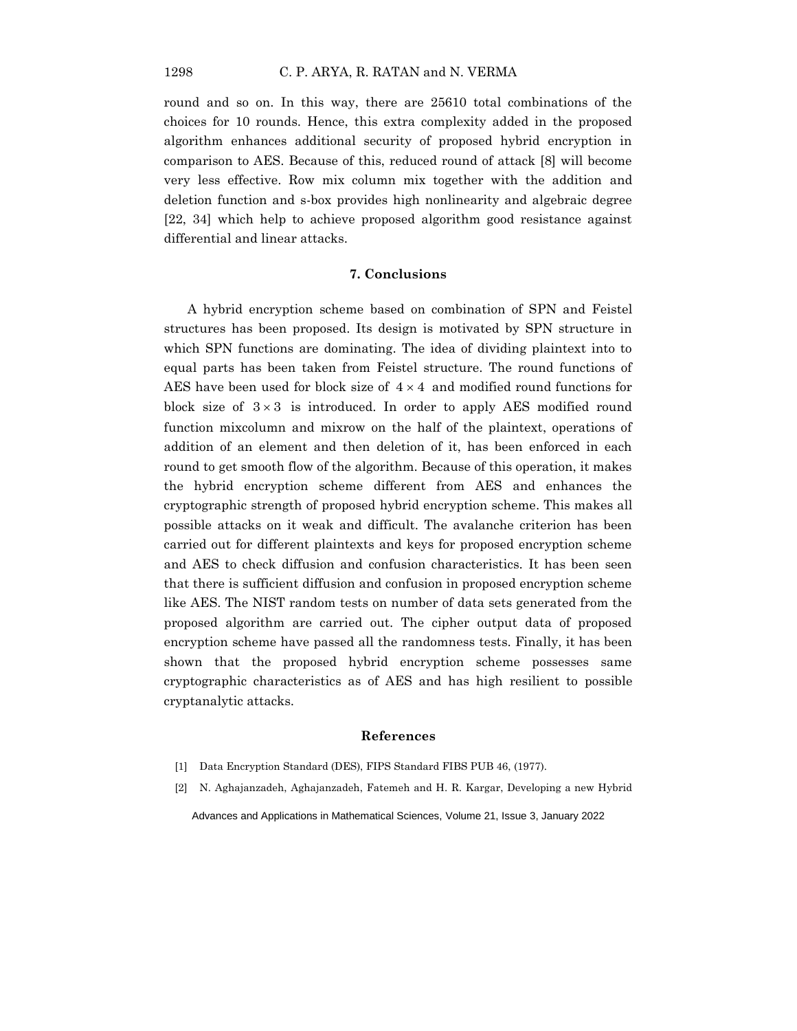round and so on. In this way, there are 25610 total combinations of the choices for 10 rounds. Hence, this extra complexity added in the proposed algorithm enhances additional security of proposed hybrid encryption in comparison to AES. Because of this, reduced round of attack [8] will become very less effective. Row mix column mix together with the addition and deletion function and s-box provides high nonlinearity and algebraic degree [22, 34] which help to achieve proposed algorithm good resistance against differential and linear attacks.

## 7. Conclusions

A hybrid encryption scheme based on combination of SPN and Feistel structures has been proposed. Its design is motivated by SPN structure in which SPN functions are dominating. The idea of dividing plaintext into to equal parts has been taken from Feistel structure. The round functions of AES have been used for block size of $4 \times 4$ and modified round functions for block size of $3 \times 3$ is introduced. In order to apply AES modified round function mixcolumn and mixrow on the half of the plaintext, operations of addition of an element and then deletion of it, has been enforced in each round to get smooth flow of the algorithm. Because of this operation, it makes the hybrid encryption scheme different from AES and enhances the cryptographic strength of proposed hybrid encryption scheme. This makes all possible attacks on it weak and difficult. The avalanche criterion has been carried out for different plaintexts and keys for proposed encryption scheme and AES to check diffusion and confusion characteristics. It has been seen that there is sufficient diffusion and confusion in proposed encryption scheme like AES. The NIST random tests on number of data sets generated from the proposed algorithm are carried out. The cipher output data of proposed encryption scheme have passed all the randomness tests. Finally, it has been shown that the proposed hybrid encryption scheme possesses same cryptographic characteristics as of AES and has high resilient to possible cryptanalytic attacks.

## References

[1] Data Encryption Standard (DES), FIPS Standard FIBS PUB 46, (1977).

[2] N. Aghajanzadeh, Aghajanzadeh, Fatemeh and H. R. Kargar, Developing a new Hybrid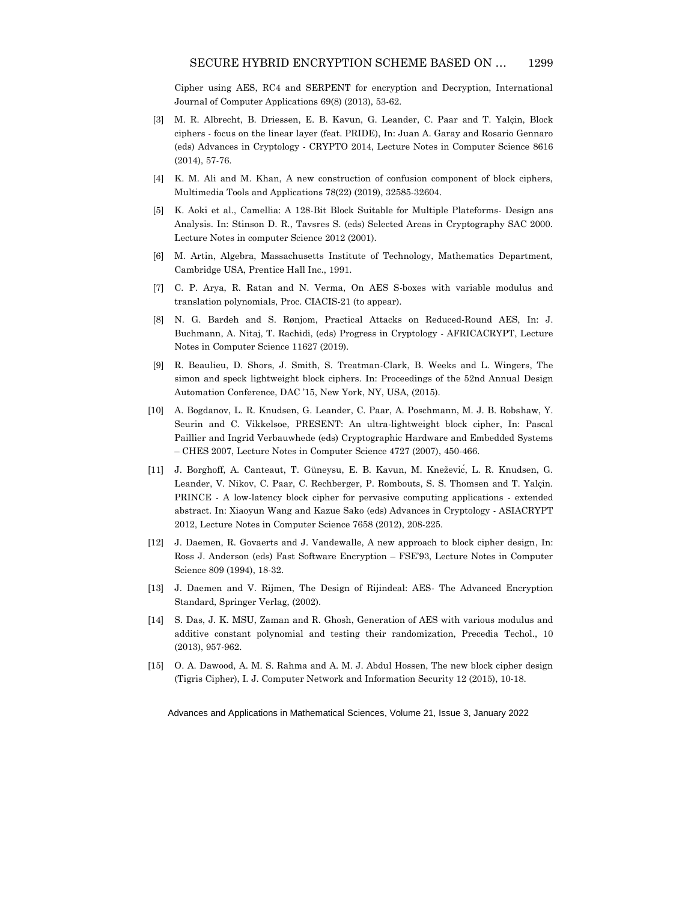Cipher using AES, RC4 and SERPENT for encryption and Decryption, International Journal of Computer Applications 69(8) (2013), 53-62.

[3] M. R. Albrecht, B. Driessen, E. B. Kavun, G. Leander, C. Paar and T. Yalçin, Block ciphers - focus on the linear layer (feat. PRIDE), In: Juan A. Garay and Rosario Gennaro (eds) Advances in Cryptology - CRYPTO 2014, Lecture Notes in Computer Science 8616 (2014), 57-76.

[4] K. M. Ali and M. Khan, A new construction of confusion component of block ciphers, Multimedia Tools and Applications 78(22) (2019), 32585-32604.

[5] K. Aoki et al., Camellia: A 128-Bit Block Suitable for Multiple Plateforms- Design ans Analysis. In: Stinson D. R., Tavsres S. (eds) Selected Areas in Cryptography SAC 2000. Lecture Notes in computer Science 2012 (2001).

[6] M. Artin, Algebra, Massachusetts Institute of Technology, Mathematics Department, Cambridge USA, Prentice Hall Inc., 1991.

[7] C. P. Arya, R. Ratan and N. Verma, On AES S-boxes with variable modulus and translation polynomials, Proc. CIACIS-21 (to appear).

[8] N. G. Bardeh and S. Rønjom, Practical Attacks on Reduced-Round AES, In: J. Buchmann, A. Nitaj, T. Rachidi, (eds) Progress in Cryptology - AFRICACRYPT, Lecture Notes in Computer Science 11627 (2019).

[9] R. Beaulieu, D. Shors, J. Smith, S. Treatman-Clark, B. Weeks and L. Wingers, The simon and speck lightweight block ciphers. In: Proceedings of the 52nd Annual Design Automation Conference, DAC '15, New York, NY, USA, (2015).

[10] A. Bogdanov, L. R. Knudsen, G. Leander, C. Paar, A. Poschmann, M. J. B. Robshaw, Y. Seurin and C. Vikkelsoe, PRESENT: An ultra-lightweight block cipher, In: Pascal Paillier and Ingrid Verbauwhede (eds) Cryptographic Hardware and Embedded Systems – CHES 2007, Lecture Notes in Computer Science 4727 (2007), 450-466.

[11] J. Borghoff, A. Canteaut, T. Güneysu, E. B. Kavun, M. Knežević, L. R. Knudsen, G. Leander, V. Nikov, C. Paar, C. Rechberger, P. Rombouts, S. S. Thomsen and T. Yalçin. PRINCE - A low-latency block cipher for pervasive computing applications - extended abstract. In: Xiaoyun Wang and Kazue Sako (eds) Advances in Cryptology - ASIACRYPT 2012, Lecture Notes in Computer Science 7658 (2012), 208-225.

[12] J. Daemen, R. Govaerts and J. Vandewalle, A new approach to block cipher design, In: Ross J. Anderson (eds) Fast Software Encryption – FSE'93, Lecture Notes in Computer Science 809 (1994), 18-32.

[13] J. Daemen and V. Rijmen, The Design of Rijindeal: AES- The Advanced Encryption Standard, Springer Verlag, (2002).

[14] S. Das, J. K. MSU, Zaman and R. Ghosh, Generation of AES with various modulus and additive constant polynomial and testing their randomization, Precedia Techol., 10 (2013), 957-962.

[15] O. A. Dawood, A. M. S. Rahma and A. M. J. Abdul Hossen, The new block cipher design (Tigris Cipher), I. J. Computer Network and Information Security 12 (2015), 10-18.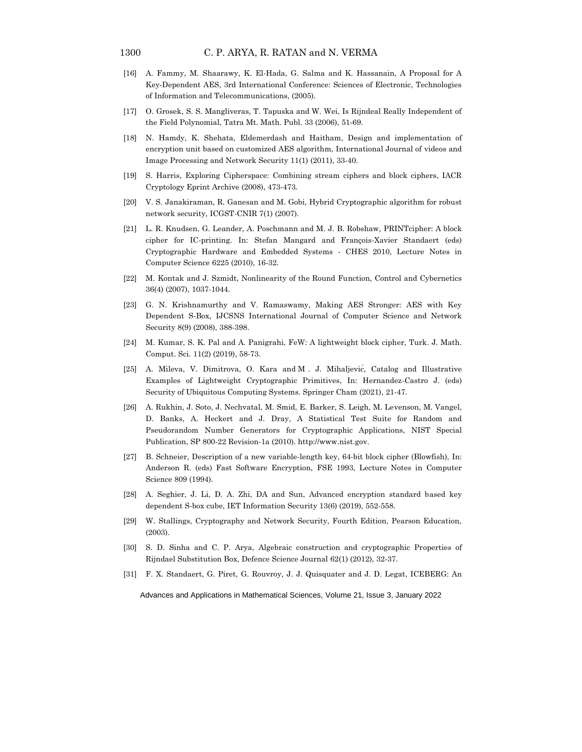[16] A. Fammy, M. Shaarawy, K. El-Hada, G. Salma and K. Hassanain, A Proposal for A Key-Dependent AES, 3rd International Conference: Sciences of Electronic, Technologies of Information and Telecommunications, (2005).

[17] O. Grosek, S. S. Mangliveras, T. Tapuska and W. Wei, Is Rijndeal Really Independent of the Field Polynomial, Tatra Mt. Math. Publ. 33 (2006), 51-69.

[18] N. Hamdy, K. Shehata, Eldemerdash and Haitham, Design and implementation of encryption unit based on customized AES algorithm, International Journal of videos and Image Processing and Network Security 11(1) (2011), 33-40.

[19] S. Harris, Exploring Cipherspace: Combining stream ciphers and block ciphers, IACR Cryptology Eprint Archive (2008), 473-473.

[20] V. S. Janakiraman, R. Ganesan and M. Gobi, Hybrid Cryptographic algorithm for robust network security, ICGST-CNIR 7(1) (2007).

[21] L. R. Knudsen, G. Leander, A. Poschmann and M. J. B. Robshaw, PRINTcipher: A block cipher for IC-printing. In: Stefan Mangard and François-Xavier Standaert (eds) Cryptographic Hardware and Embedded Systems - CHES 2010, Lecture Notes in Computer Science 6225 (2010), 16-32.

[22] M. Kontak and J. Szmidt, Nonlinearity of the Round Function, Control and Cybernetics 36(4) (2007), 1037-1044.

[23] G. N. Krishnamurthy and V. Ramaswamy, Making AES Stronger: AES with Key Dependent S-Box, IJCSNS International Journal of Computer Science and Network Security 8(9) (2008), 388-398.

[24] M. Kumar, S. K. Pal and A. Panigrahi, FeW: A lightweight block cipher, Turk. J. Math. Comput. Sci. 11(2) (2019), 58-73.

[25] A. Mileva, V. Dimitrova, O. Kara and M . J. Mihaljević, Catalog and Illustrative Examples of Lightweight Cryptographic Primitives, In: Hernandez-Castro J. (eds) Security of Ubiquitous Computing Systems. Springer Cham (2021), 21-47.

[26] A. Rukhin, J. Soto, J. Nechvatal, M. Smid, E. Barker, S. Leigh, M. Levenson, M. Vangel, D. Banks, A. Heckert and J. Dray, A Statistical Test Suite for Random and Pseudorandom Number Generators for Cryptographic Applications, NIST Special Publication, SP 800-22 Revision-1a (2010). http://www.nist.gov.

[27] B. Schneier, Description of a new variable-length key, 64-bit block cipher (Blowfish), In: Anderson R. (eds) Fast Software Encryption, FSE 1993, Lecture Notes in Computer Science 809 (1994).

[28] A. Seghier, J. Li, D. A. Zhi, DA and Sun, Advanced encryption standard based key dependent S-box cube, IET Information Security 13(6) (2019), 552-558.

[29] W. Stallings, Cryptography and Network Security, Fourth Edition, Pearson Education, (2003).

[30] S. D. Sinha and C. P. Arya, Algebraic construction and cryptographic Properties of Rijndael Substitution Box, Defence Science Journal 62(1) (2012), 32-37.

[31] F. X. Standaert, G. Piret, G. Rouvroy, J. J. Quisquater and J. D. Legat, ICEBERG: An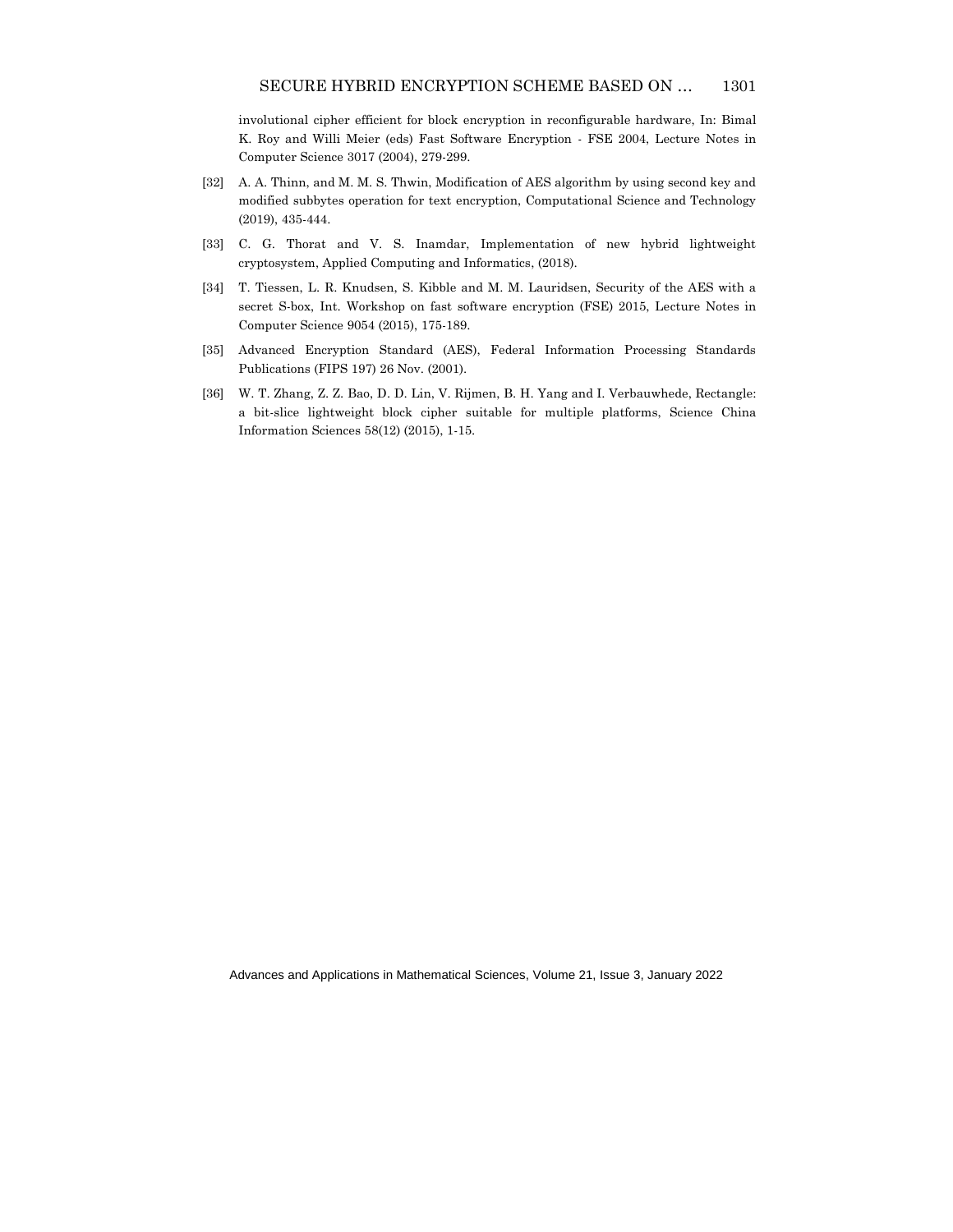involutional cipher efficient for block encryption in reconfigurable hardware, In: Bimal K. Roy and Willi Meier (eds) Fast Software Encryption - FSE 2004, Lecture Notes in Computer Science 3017 (2004), 279-299.

[32] A. A. Thinn, and M. M. S. Thwin, Modification of AES algorithm by using second key and modified subbytes operation for text encryption, Computational Science and Technology (2019), 435-444.

[33] C. G. Thorat and V. S. Inamdar, Implementation of new hybrid lightweight cryptosystem, Applied Computing and Informatics, (2018).

[34] T. Tiessen, L. R. Knudsen, S. Kibble and M. M. Lauridsen, Security of the AES with a secret S-box, Int. Workshop on fast software encryption (FSE) 2015, Lecture Notes in Computer Science 9054 (2015), 175-189.

[35] Advanced Encryption Standard (AES), Federal Information Processing Standards Publications (FIPS 197) 26 Nov. (2001).

[36] W. T. Zhang, Z. Z. Bao, D. D. Lin, V. Rijmen, B. H. Yang and I. Verbauwhede, Rectangle: a bit-slice lightweight block cipher suitable for multiple platforms, Science China Information Sciences 58(12) (2015), 1-15.